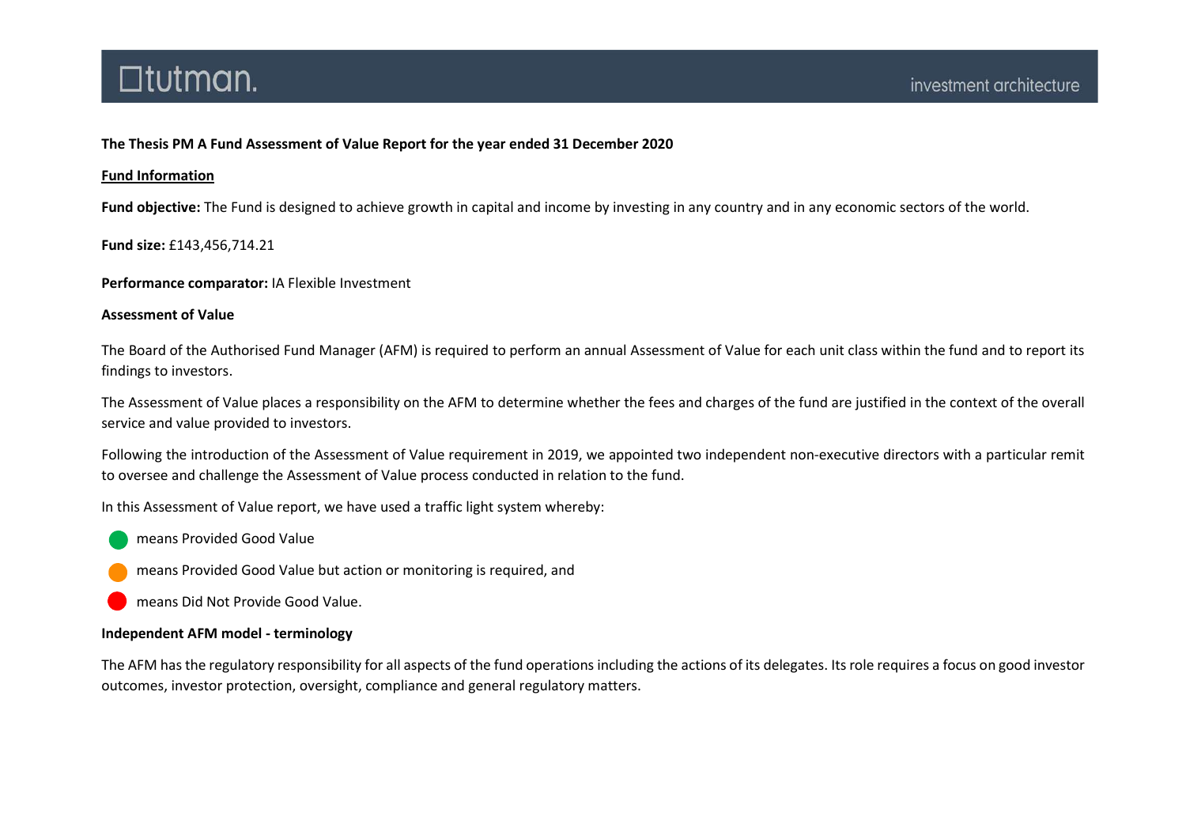**The Thesis PM A Fund Assessment of Value Report for the year ended 31 December 2020**

**Fund Information**

**Fund objective:** The Fund is designed to achieve growth in capital and income by investing in any country and in any economic sectors of the world.

**Fund size:** £143,456,714.21

**Performance comparator:** IA Flexible Investment

**Assessment of Value**

The Board of the Authorised Fund Manager (AFM) is required to perform an annual Assessment of Value for each unit class within the fund and to report its findings to investors.

The Assessment of Value places a responsibility on the AFM to determine whether the fees and charges of the fund are justified in the context of the overall service and value provided to investors.

Following the introduction of the Assessment of Value requirement in 2019, we appointed two independent non-executive directors with a particular remit to oversee and challenge the Assessment of Value process conducted in relation to the fund.

In this Assessment of Value report, we have used a traffic light system whereby:

- 🟢 means Provided Good Value
- 🟠 means Provided Good Value but action or monitoring is required, and
- 🔴 means Did Not Provide Good Value.

**Independent AFM model - terminology**

The AFM has the regulatory responsibility for all aspects of the fund operations including the actions of its delegates. Its role requires a focus on good investor outcomes, investor protection, oversight, compliance and general regulatory matters.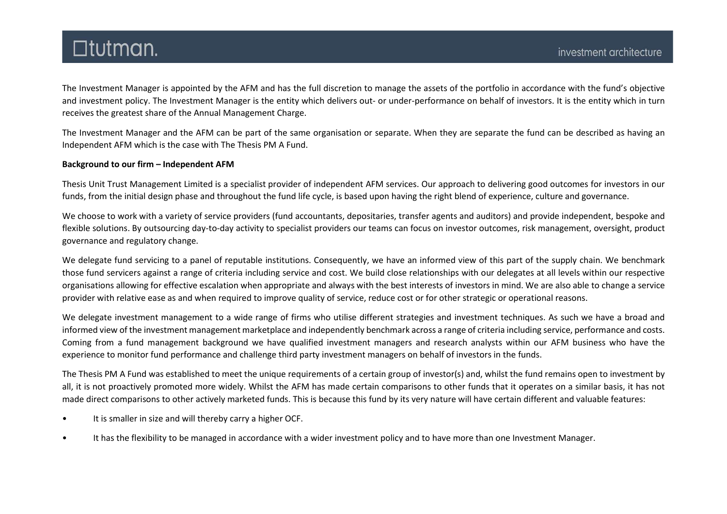The Investment Manager is appointed by the AFM and has the full discretion to manage the assets of the portfolio in accordance with the fund's objective and investment policy. The Investment Manager is the entity which delivers out- or under-performance on behalf of investors. It is the entity which in turn receives the greatest share of the Annual Management Charge.

The Investment Manager and the AFM can be part of the same organisation or separate. When they are separate the fund can be described as having an Independent AFM which is the case with The Thesis PM A Fund.

**Background to our firm – Independent AFM**

Thesis Unit Trust Management Limited is a specialist provider of independent AFM services. Our approach to delivering good outcomes for investors in our funds, from the initial design phase and throughout the fund life cycle, is based upon having the right blend of experience, culture and governance.

We choose to work with a variety of service providers (fund accountants, depositaries, transfer agents and auditors) and provide independent, bespoke and flexible solutions. By outsourcing day-to-day activity to specialist providers our teams can focus on investor outcomes, risk management, oversight, product governance and regulatory change.

We delegate fund servicing to a panel of reputable institutions. Consequently, we have an informed view of this part of the supply chain. We benchmark those fund servicers against a range of criteria including service and cost. We build close relationships with our delegates at all levels within our respective organisations allowing for effective escalation when appropriate and always with the best interests of investors in mind. We are also able to change a service provider with relative ease as and when required to improve quality of service, reduce cost or for other strategic or operational reasons.

We delegate investment management to a wide range of firms who utilise different strategies and investment techniques. As such we have a broad and informed view of the investment management marketplace and independently benchmark across a range of criteria including service, performance and costs. Coming from a fund management background we have qualified investment managers and research analysts within our AFM business who have the experience to monitor fund performance and challenge third party investment managers on behalf of investors in the funds.

The Thesis PM A Fund was established to meet the unique requirements of a certain group of investor(s) and, whilst the fund remains open to investment by all, it is not proactively promoted more widely. Whilst the AFM has made certain comparisons to other funds that it operates on a similar basis, it has not made direct comparisons to other actively marketed funds. This is because this fund by its very nature will have certain different and valuable features:

- It is smaller in size and will thereby carry a higher OCF.
- It has the flexibility to be managed in accordance with a wider investment policy and to have more than one Investment Manager.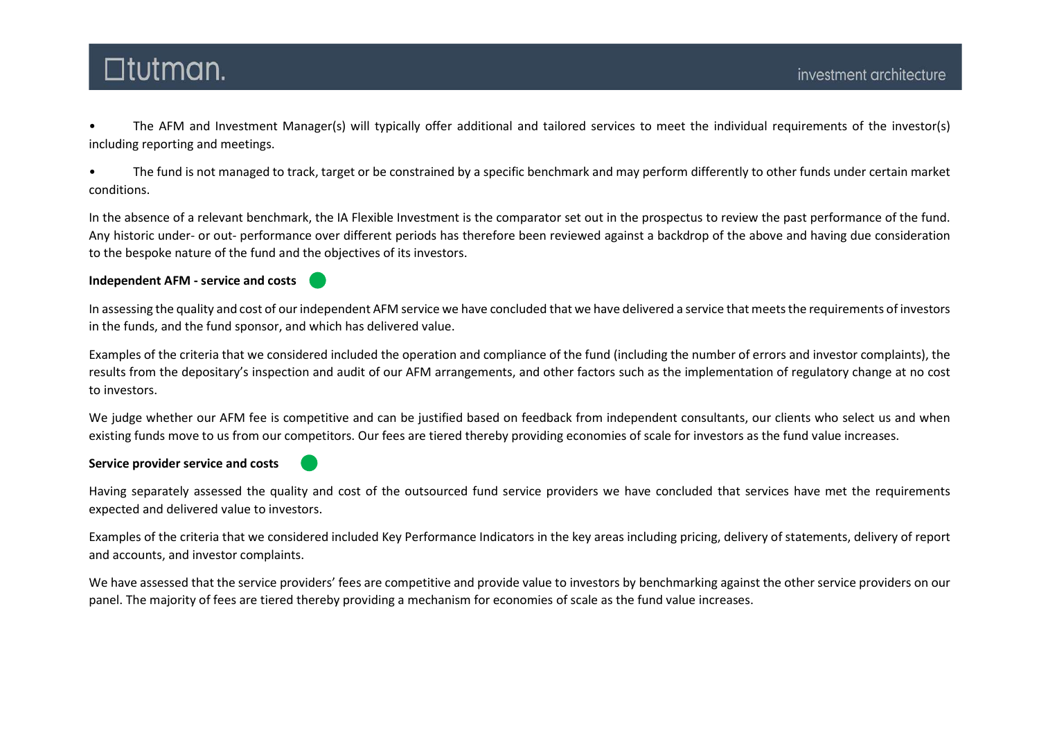- The AFM and Investment Manager(s) will typically offer additional and tailored services to meet the individual requirements of the investor(s) including reporting and meetings.

- The fund is not managed to track, target or be constrained by a specific benchmark and may perform differently to other funds under certain market conditions.

In the absence of a relevant benchmark, the IA Flexible Investment is the comparator set out in the prospectus to review the past performance of the fund. Any historic under- or out- performance over different periods has therefore been reviewed against a backdrop of the above and having due consideration to the bespoke nature of the fund and the objectives of its investors.

**Independent AFM - service and costs**

In assessing the quality and cost of our independent AFM service we have concluded that we have delivered a service that meets the requirements of investors in the funds, and the fund sponsor, and which has delivered value.

Examples of the criteria that we considered included the operation and compliance of the fund (including the number of errors and investor complaints), the results from the depositary's inspection and audit of our AFM arrangements, and other factors such as the implementation of regulatory change at no cost to investors.

We judge whether our AFM fee is competitive and can be justified based on feedback from independent consultants, our clients who select us and when existing funds move to us from our competitors. Our fees are tiered thereby providing economies of scale for investors as the fund value increases.

**Service provider service and costs**

Having separately assessed the quality and cost of the outsourced fund service providers we have concluded that services have met the requirements expected and delivered value to investors.

Examples of the criteria that we considered included Key Performance Indicators in the key areas including pricing, delivery of statements, delivery of report and accounts, and investor complaints.

We have assessed that the service providers' fees are competitive and provide value to investors by benchmarking against the other service providers on our panel. The majority of fees are tiered thereby providing a mechanism for economies of scale as the fund value increases.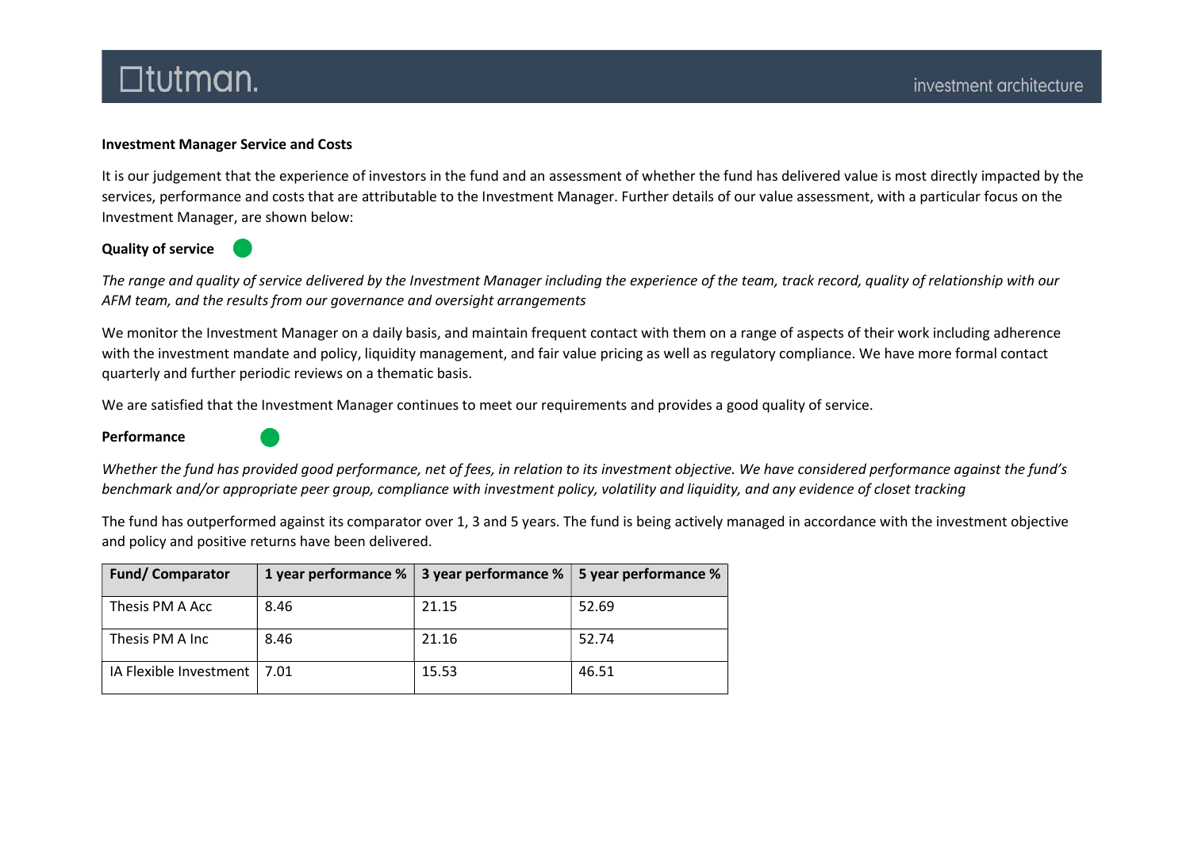**Investment Manager Service and Costs**

It is our judgement that the experience of investors in the fund and an assessment of whether the fund has delivered value is most directly impacted by the services, performance and costs that are attributable to the Investment Manager. Further details of our value assessment, with a particular focus on the Investment Manager, are shown below:

**Quality of service**

*The range and quality of service delivered by the Investment Manager including the experience of the team, track record, quality of relationship with our AFM team, and the results from our governance and oversight arrangements*

We monitor the Investment Manager on a daily basis, and maintain frequent contact with them on a range of aspects of their work including adherence with the investment mandate and policy, liquidity management, and fair value pricing as well as regulatory compliance. We have more formal contact quarterly and further periodic reviews on a thematic basis.

We are satisfied that the Investment Manager continues to meet our requirements and provides a good quality of service.

**Performance**

*Whether the fund has provided good performance, net of fees, in relation to its investment objective. We have considered performance against the fund's benchmark and/or appropriate peer group, compliance with investment policy, volatility and liquidity, and any evidence of closet tracking*

The fund has outperformed against its comparator over 1, 3 and 5 years. The fund is being actively managed in accordance with the investment objective and policy and positive returns have been delivered.

| Fund/ Comparator | 1 year performance % | 3 year performance % | 5 year performance % |
|---|---|---|---|
| Thesis PM A Acc | 8.46 | 21.15 | 52.69 |
| Thesis PM A Inc | 8.46 | 21.16 | 52.74 |
| IA Flexible Investment | 7.01 | 15.53 | 46.51 |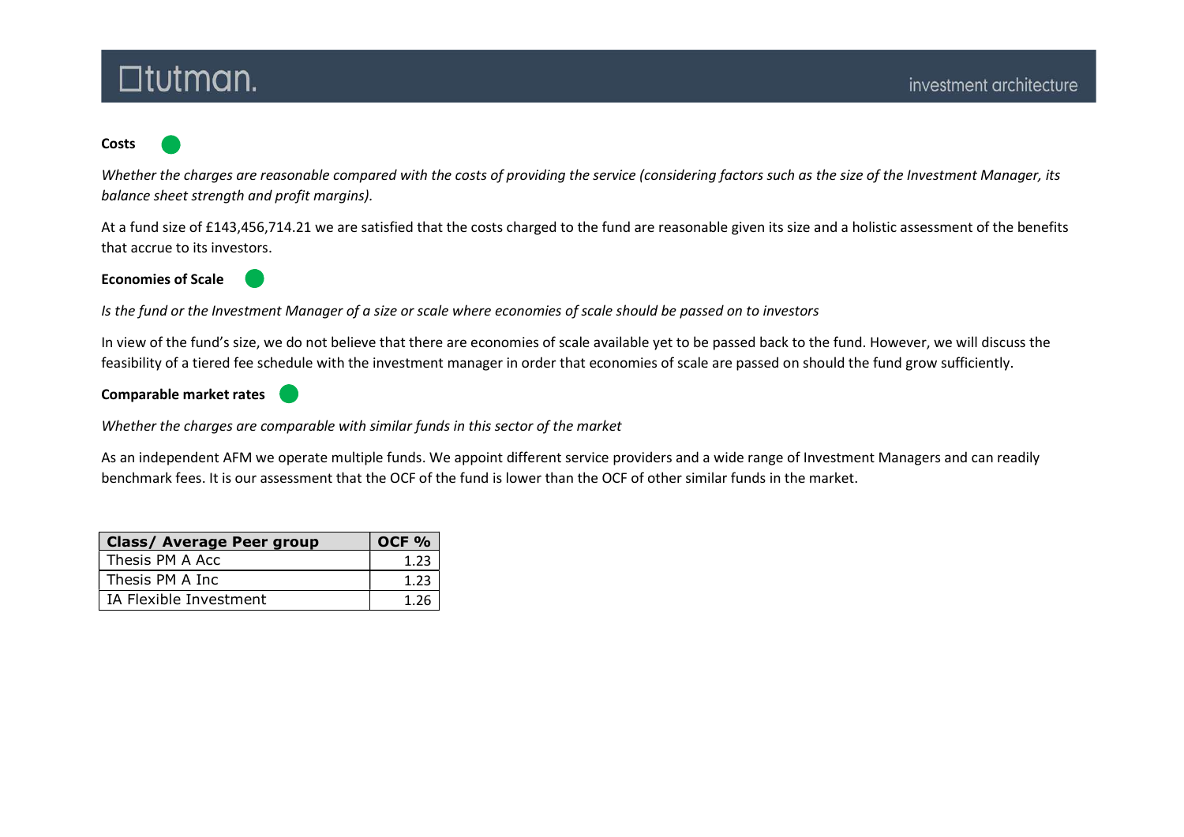**Costs**

*Whether the charges are reasonable compared with the costs of providing the service (considering factors such as the size of the Investment Manager, its balance sheet strength and profit margins).*

At a fund size of £143,456,714.21 we are satisfied that the costs charged to the fund are reasonable given its size and a holistic assessment of the benefits that accrue to its investors.

**Economies of Scale**

*Is the fund or the Investment Manager of a size or scale where economies of scale should be passed on to investors*

In view of the fund's size, we do not believe that there are economies of scale available yet to be passed back to the fund. However, we will discuss the feasibility of a tiered fee schedule with the investment manager in order that economies of scale are passed on should the fund grow sufficiently.

**Comparable market rates**

*Whether the charges are comparable with similar funds in this sector of the market*

As an independent AFM we operate multiple funds. We appoint different service providers and a wide range of Investment Managers and can readily benchmark fees. It is our assessment that the OCF of the fund is lower than the OCF of other similar funds in the market.

| Class/ Average Peer group | OCF % |
| --- | --- |
| Thesis PM A Acc | 1.23 |
| Thesis PM A Inc | 1.23 |
| IA Flexible Investment | 1.26 |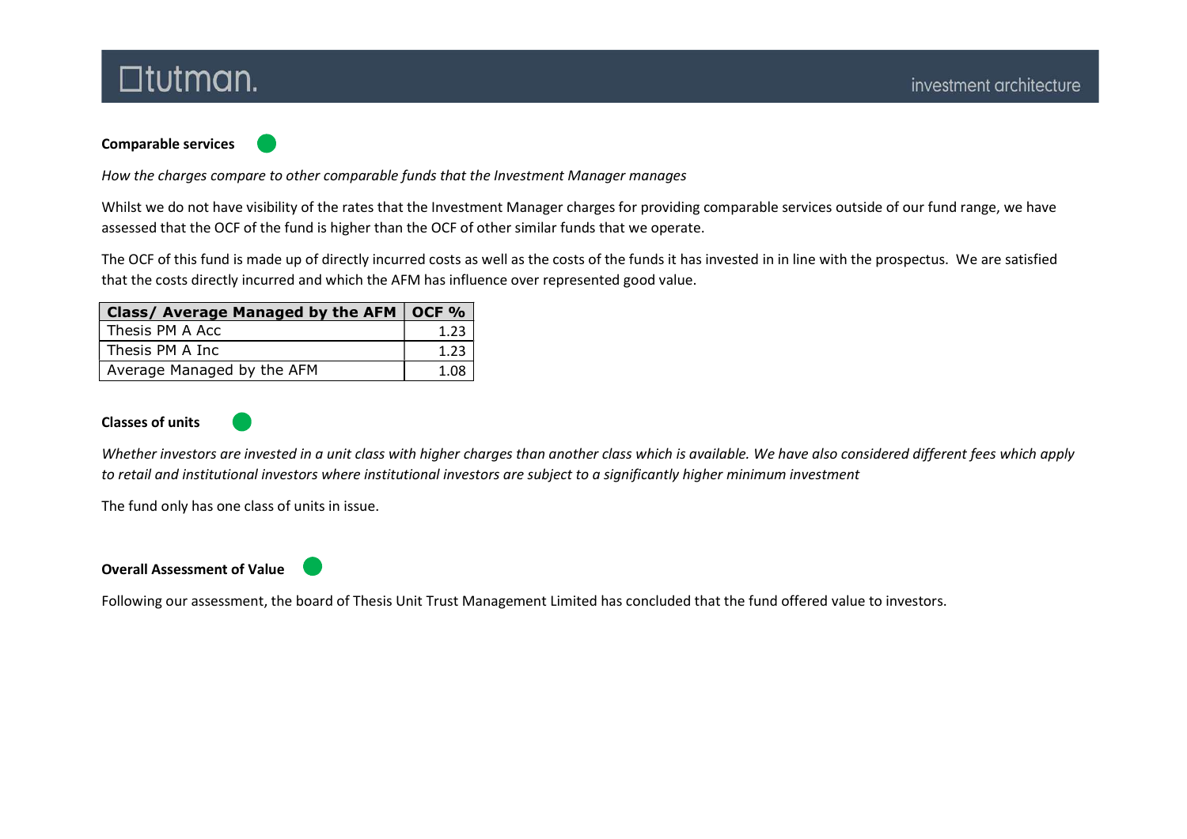**Comparable services**

*How the charges compare to other comparable funds that the Investment Manager manages*

Whilst we do not have visibility of the rates that the Investment Manager charges for providing comparable services outside of our fund range, we have assessed that the OCF of the fund is higher than the OCF of other similar funds that we operate.

The OCF of this fund is made up of directly incurred costs as well as the costs of the funds it has invested in in line with the prospectus. We are satisfied that the costs directly incurred and which the AFM has influence over represented good value.

| Class/ Average Managed by the AFM | OCF % |
|---|---|
| Thesis PM A Acc | 1.23 |
| Thesis PM A Inc | 1.23 |
| Average Managed by the AFM | 1.08 |

**Classes of units**

*Whether investors are invested in a unit class with higher charges than another class which is available. We have also considered different fees which apply to retail and institutional investors where institutional investors are subject to a significantly higher minimum investment*

The fund only has one class of units in issue.

**Overall Assessment of Value**

Following our assessment, the board of Thesis Unit Trust Management Limited has concluded that the fund offered value to investors.